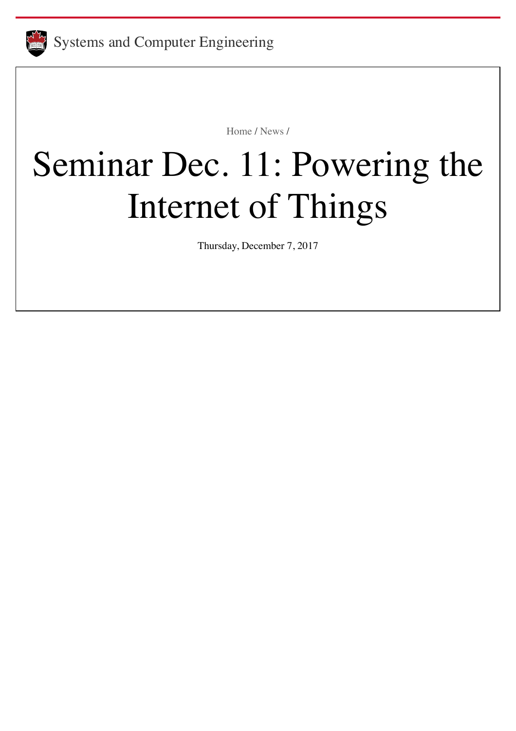Systems and Computer Engineering

Home / News /

# Seminar Dec. 11: Powering the Internet of Things

Thursday, December 7, 2017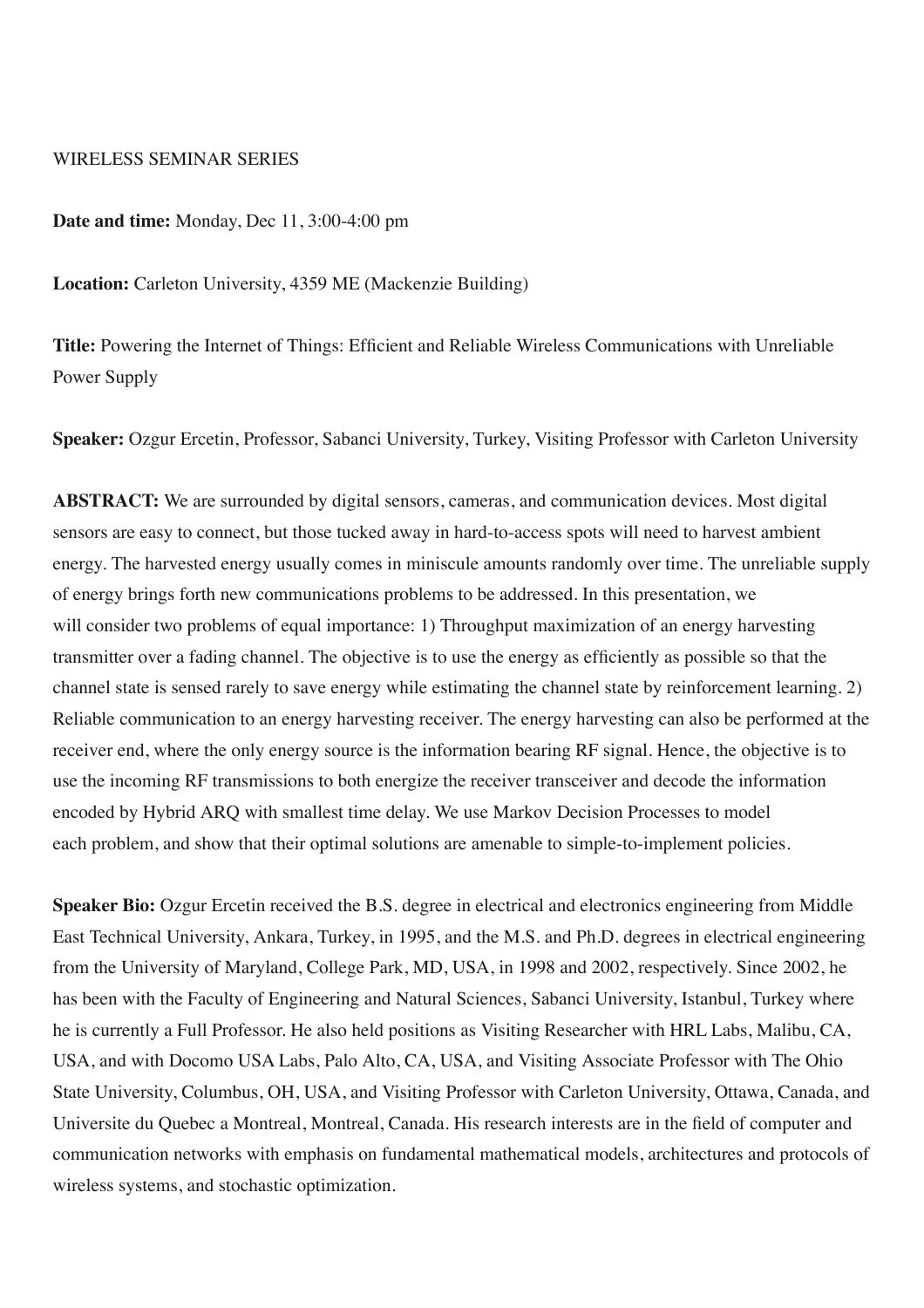WIRELESS SEMINAR SERIES

**Date and time:** Monday, Dec 11, 3:00-4:00 pm

**Location:** Carleton University, 4359 ME (Mackenzie Building)

**Title:** Powering the Internet of Things: Efficient and Reliable Wireless Communications with Unreliable Power Supply

**Speaker:** Ozgur Ercetin, Professor, Sabanci University, Turkey, Visiting Professor with Carleton University

**ABSTRACT:** We are surrounded by digital sensors, cameras, and communication devices. Most digital sensors are easy to connect, but those tucked away in hard-to-access spots will need to harvest ambient energy. The harvested energy usually comes in miniscule amounts randomly over time. The unreliable supply of energy brings forth new communications problems to be addressed. In this presentation, we will consider two problems of equal importance: 1) Throughput maximization of an energy harvesting transmitter over a fading channel. The objective is to use the energy as efficiently as possible so that the channel state is sensed rarely to save energy while estimating the channel state by reinforcement learning. 2) Reliable communication to an energy harvesting receiver. The energy harvesting can also be performed at the receiver end, where the only energy source is the information bearing RF signal. Hence, the objective is to use the incoming RF transmissions to both energize the receiver transceiver and decode the information encoded by Hybrid ARQ with smallest time delay. We use Markov Decision Processes to model each problem, and show that their optimal solutions are amenable to simple-to-implement policies.

**Speaker Bio:** Ozgur Ercetin received the B.S. degree in electrical and electronics engineering from Middle East Technical University, Ankara, Turkey, in 1995, and the M.S. and Ph.D. degrees in electrical engineering from the University of Maryland, College Park, MD, USA, in 1998 and 2002, respectively. Since 2002, he has been with the Faculty of Engineering and Natural Sciences, Sabanci University, Istanbul, Turkey where he is currently a Full Professor. He also held positions as Visiting Researcher with HRL Labs, Malibu, CA, USA, and with Docomo USA Labs, Palo Alto, CA, USA, and Visiting Associate Professor with The Ohio State University, Columbus, OH, USA, and Visiting Professor with Carleton University, Ottawa, Canada, and Universite du Quebec a Montreal, Montreal, Canada. His research interests are in the field of computer and communication networks with emphasis on fundamental mathematical models, architectures and protocols of wireless systems, and stochastic optimization.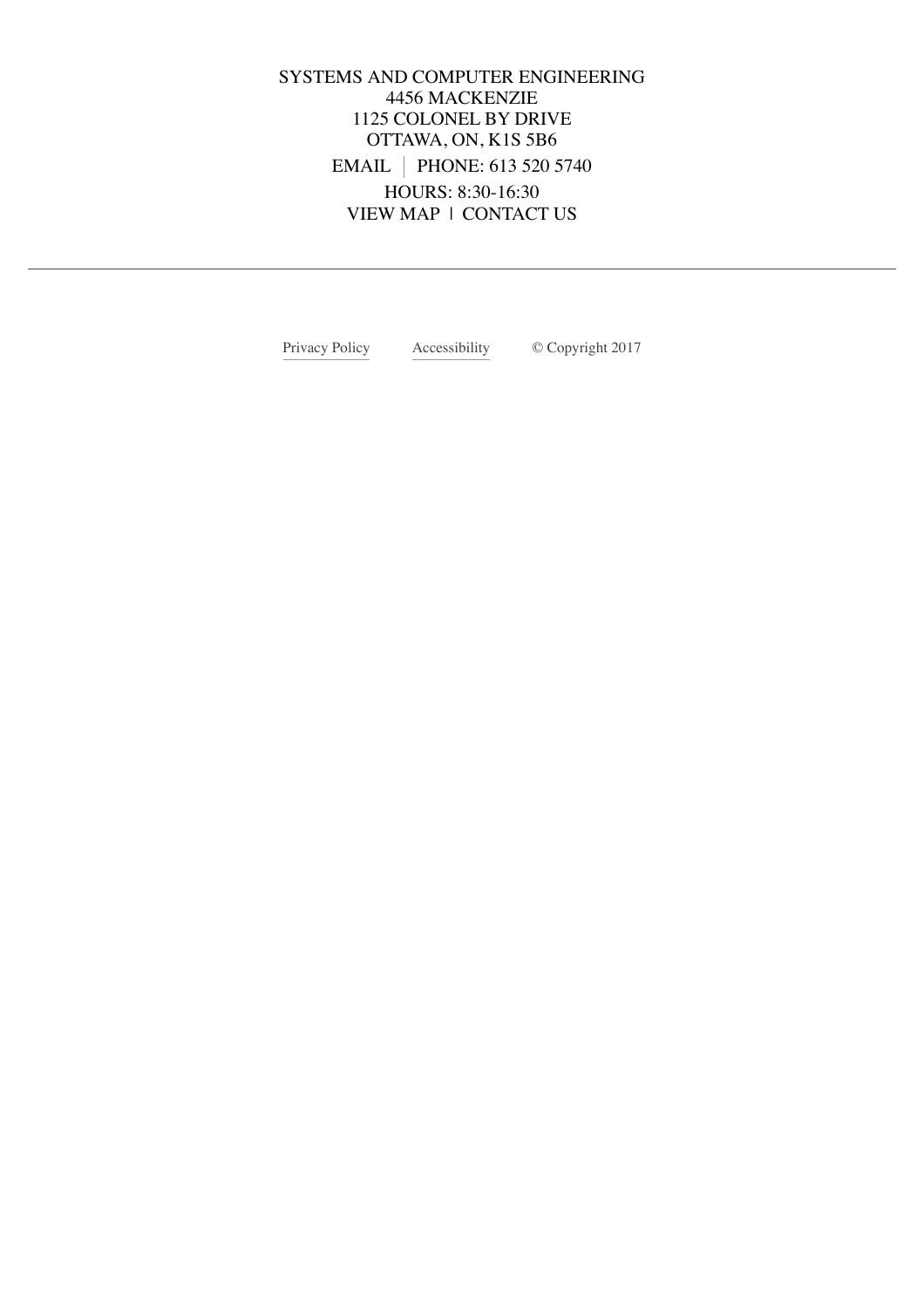SYSTEMS AND COMPUTER ENGINEERING
4456 MACKENZIE
1125 COLONEL BY DRIVE
OTTAWA, ON, K1S 5B6

EMAIL | PHONE: 613 520 5740

HOURS: 8:30-16:30

VIEW MAP | CONTACT US

---

Privacy Policy    Accessibility    © Copyright 2017